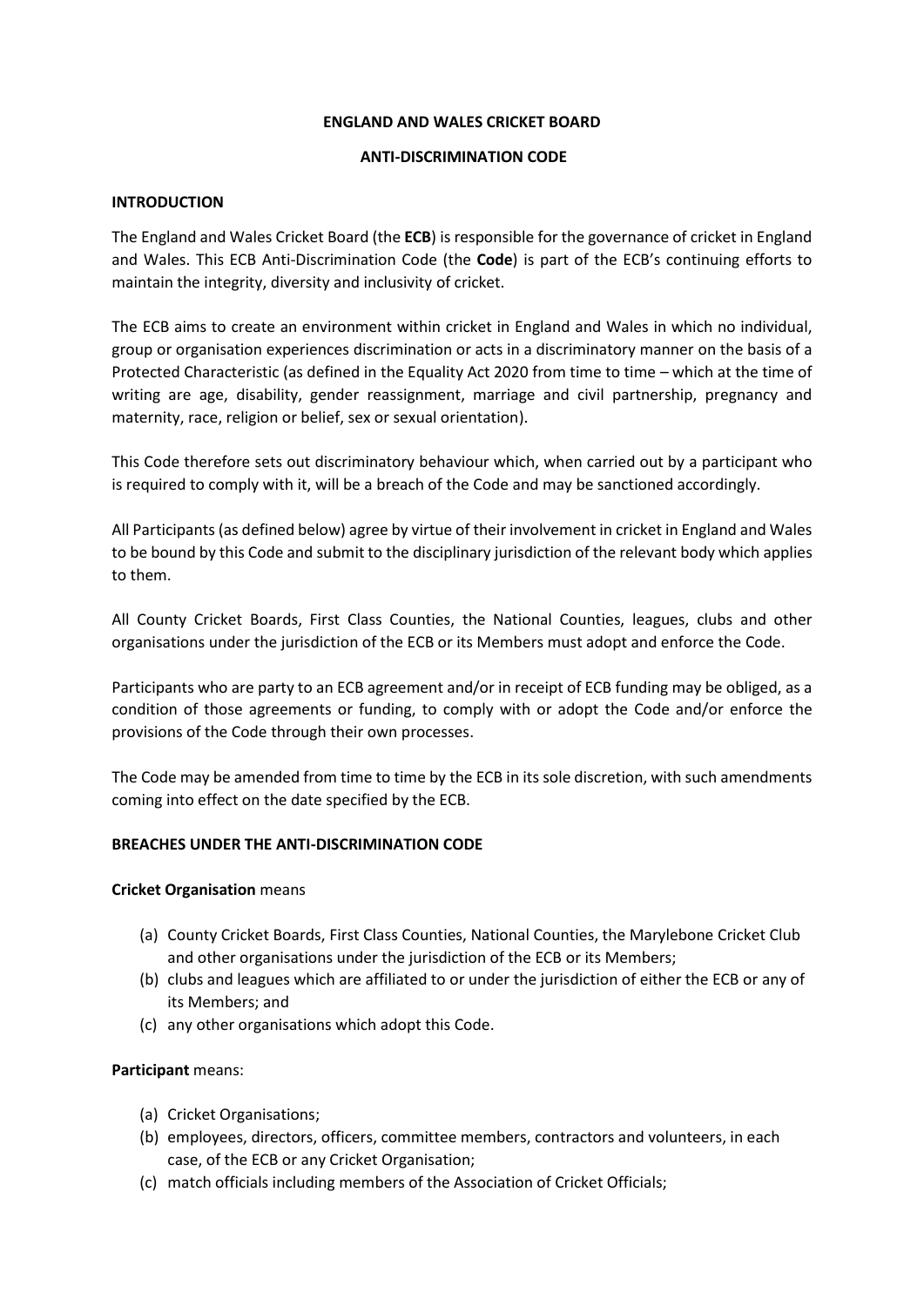**ENGLAND AND WALES CRICKET BOARD**

**ANTI-DISCRIMINATION CODE**

**INTRODUCTION**

The England and Wales Cricket Board (the **ECB**) is responsible for the governance of cricket in England and Wales. This ECB Anti-Discrimination Code (the **Code**) is part of the ECB's continuing efforts to maintain the integrity, diversity and inclusivity of cricket.

The ECB aims to create an environment within cricket in England and Wales in which no individual, group or organisation experiences discrimination or acts in a discriminatory manner on the basis of a Protected Characteristic (as defined in the Equality Act 2020 from time to time – which at the time of writing are age, disability, gender reassignment, marriage and civil partnership, pregnancy and maternity, race, religion or belief, sex or sexual orientation).

This Code therefore sets out discriminatory behaviour which, when carried out by a participant who is required to comply with it, will be a breach of the Code and may be sanctioned accordingly.

All Participants (as defined below) agree by virtue of their involvement in cricket in England and Wales to be bound by this Code and submit to the disciplinary jurisdiction of the relevant body which applies to them.

All County Cricket Boards, First Class Counties, the National Counties, leagues, clubs and other organisations under the jurisdiction of the ECB or its Members must adopt and enforce the Code.

Participants who are party to an ECB agreement and/or in receipt of ECB funding may be obliged, as a condition of those agreements or funding, to comply with or adopt the Code and/or enforce the provisions of the Code through their own processes.

The Code may be amended from time to time by the ECB in its sole discretion, with such amendments coming into effect on the date specified by the ECB.

**BREACHES UNDER THE ANTI-DISCRIMINATION CODE**

**Cricket Organisation** means

(a) County Cricket Boards, First Class Counties, National Counties, the Marylebone Cricket Club and other organisations under the jurisdiction of the ECB or its Members;
(b) clubs and leagues which are affiliated to or under the jurisdiction of either the ECB or any of its Members; and
(c) any other organisations which adopt this Code.

**Participant** means:

(a) Cricket Organisations;
(b) employees, directors, officers, committee members, contractors and volunteers, in each case, of the ECB or any Cricket Organisation;
(c) match officials including members of the Association of Cricket Officials;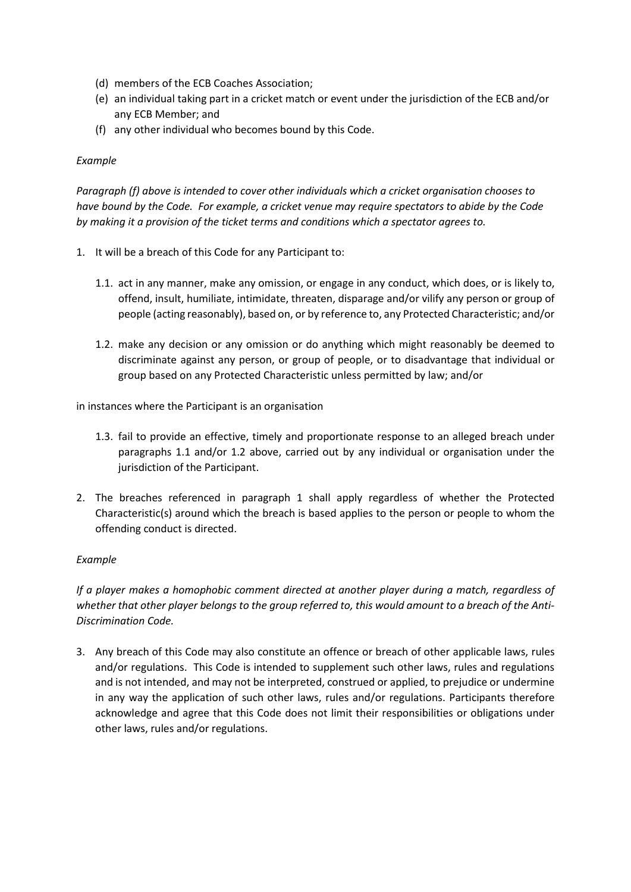(d) members of the ECB Coaches Association;
(e) an individual taking part in a cricket match or event under the jurisdiction of the ECB and/or any ECB Member; and
(f) any other individual who becomes bound by this Code.

*Example*

*Paragraph (f) above is intended to cover other individuals which a cricket organisation chooses to have bound by the Code. For example, a cricket venue may require spectators to abide by the Code by making it a provision of the ticket terms and conditions which a spectator agrees to.*

1. It will be a breach of this Code for any Participant to:

   1.1. act in any manner, make any omission, or engage in any conduct, which does, or is likely to, offend, insult, humiliate, intimidate, threaten, disparage and/or vilify any person or group of people (acting reasonably), based on, or by reference to, any Protected Characteristic; and/or

   1.2. make any decision or any omission or do anything which might reasonably be deemed to discriminate against any person, or group of people, or to disadvantage that individual or group based on any Protected Characteristic unless permitted by law; and/or

in instances where the Participant is an organisation

   1.3. fail to provide an effective, timely and proportionate response to an alleged breach under paragraphs 1.1 and/or 1.2 above, carried out by any individual or organisation under the jurisdiction of the Participant.

2. The breaches referenced in paragraph 1 shall apply regardless of whether the Protected Characteristic(s) around which the breach is based applies to the person or people to whom the offending conduct is directed.

*Example*

*If a player makes a homophobic comment directed at another player during a match, regardless of whether that other player belongs to the group referred to, this would amount to a breach of the Anti-Discrimination Code.*

3. Any breach of this Code may also constitute an offence or breach of other applicable laws, rules and/or regulations. This Code is intended to supplement such other laws, rules and regulations and is not intended, and may not be interpreted, construed or applied, to prejudice or undermine in any way the application of such other laws, rules and/or regulations. Participants therefore acknowledge and agree that this Code does not limit their responsibilities or obligations under other laws, rules and/or regulations.